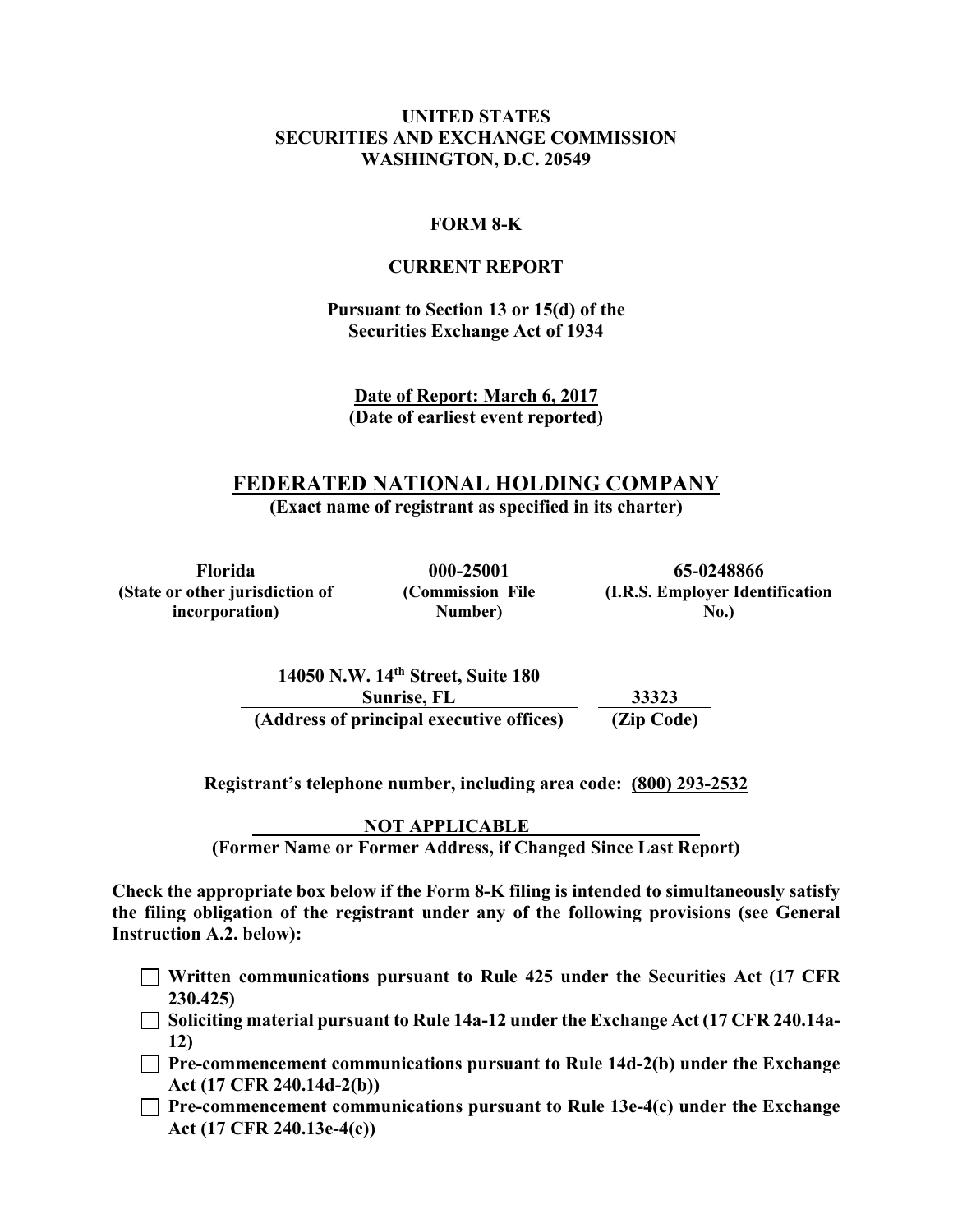**UNITED STATES**
**SECURITIES AND EXCHANGE COMMISSION**
**WASHINGTON, D.C. 20549**

# FORM 8-K

## CURRENT REPORT

**Pursuant to Section 13 or 15(d) of the Securities Exchange Act of 1934**

**Date of Report: March 6, 2017**
**(Date of earliest event reported)**

# FEDERATED NATIONAL HOLDING COMPANY

**(Exact name of registrant as specified in its charter)**

| Florida | 000-25001 | 65-0248866 |
|---|---|---|
| (State or other jurisdiction of incorporation) | (Commission File Number) | (I.R.S. Employer Identification No.) |

| 14050 N.W. 14th Street, Suite 180 Sunrise, FL | 33323 |
|---|---|
| (Address of principal executive offices) | (Zip Code) |

**Registrant's telephone number, including area code: (800) 293-2532**

**NOT APPLICABLE**
**(Former Name or Former Address, if Changed Since Last Report)**

**Check the appropriate box below if the Form 8-K filing is intended to simultaneously satisfy the filing obligation of the registrant under any of the following provisions (see General Instruction A.2. below):**

- ☐ **Written communications pursuant to Rule 425 under the Securities Act (17 CFR 230.425)**
- ☐ **Soliciting material pursuant to Rule 14a-12 under the Exchange Act (17 CFR 240.14a-12)**
- ☐ **Pre-commencement communications pursuant to Rule 14d-2(b) under the Exchange Act (17 CFR 240.14d-2(b))**
- ☐ **Pre-commencement communications pursuant to Rule 13e-4(c) under the Exchange Act (17 CFR 240.13e-4(c))**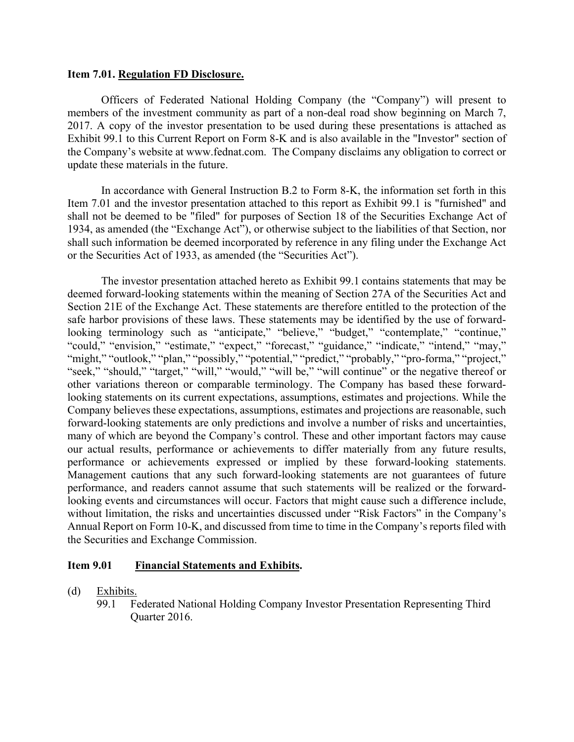**Item 7.01. Regulation FD Disclosure.**

Officers of Federated National Holding Company (the "Company") will present to members of the investment community as part of a non-deal road show beginning on March 7, 2017. A copy of the investor presentation to be used during these presentations is attached as Exhibit 99.1 to this Current Report on Form 8-K and is also available in the "Investor" section of the Company's website at www.fednat.com. The Company disclaims any obligation to correct or update these materials in the future.

In accordance with General Instruction B.2 to Form 8-K, the information set forth in this Item 7.01 and the investor presentation attached to this report as Exhibit 99.1 is "furnished" and shall not be deemed to be "filed" for purposes of Section 18 of the Securities Exchange Act of 1934, as amended (the "Exchange Act"), or otherwise subject to the liabilities of that Section, nor shall such information be deemed incorporated by reference in any filing under the Exchange Act or the Securities Act of 1933, as amended (the "Securities Act").

The investor presentation attached hereto as Exhibit 99.1 contains statements that may be deemed forward-looking statements within the meaning of Section 27A of the Securities Act and Section 21E of the Exchange Act. These statements are therefore entitled to the protection of the safe harbor provisions of these laws. These statements may be identified by the use of forward-looking terminology such as "anticipate," "believe," "budget," "contemplate," "continue," "could," "envision," "estimate," "expect," "forecast," "guidance," "indicate," "intend," "may," "might," "outlook," "plan," "possibly," "potential," "predict," "probably," "pro-forma," "project," "seek," "should," "target," "will," "would," "will be," "will continue" or the negative thereof or other variations thereon or comparable terminology. The Company has based these forward-looking statements on its current expectations, assumptions, estimates and projections. While the Company believes these expectations, assumptions, estimates and projections are reasonable, such forward-looking statements are only predictions and involve a number of risks and uncertainties, many of which are beyond the Company's control. These and other important factors may cause our actual results, performance or achievements to differ materially from any future results, performance or achievements expressed or implied by these forward-looking statements. Management cautions that any such forward-looking statements are not guarantees of future performance, and readers cannot assume that such statements will be realized or the forward-looking events and circumstances will occur. Factors that might cause such a difference include, without limitation, the risks and uncertainties discussed under "Risk Factors" in the Company's Annual Report on Form 10-K, and discussed from time to time in the Company's reports filed with the Securities and Exchange Commission.

**Item 9.01 Financial Statements and Exhibits.**

(d) Exhibits.

99.1 Federated National Holding Company Investor Presentation Representing Third Quarter 2016.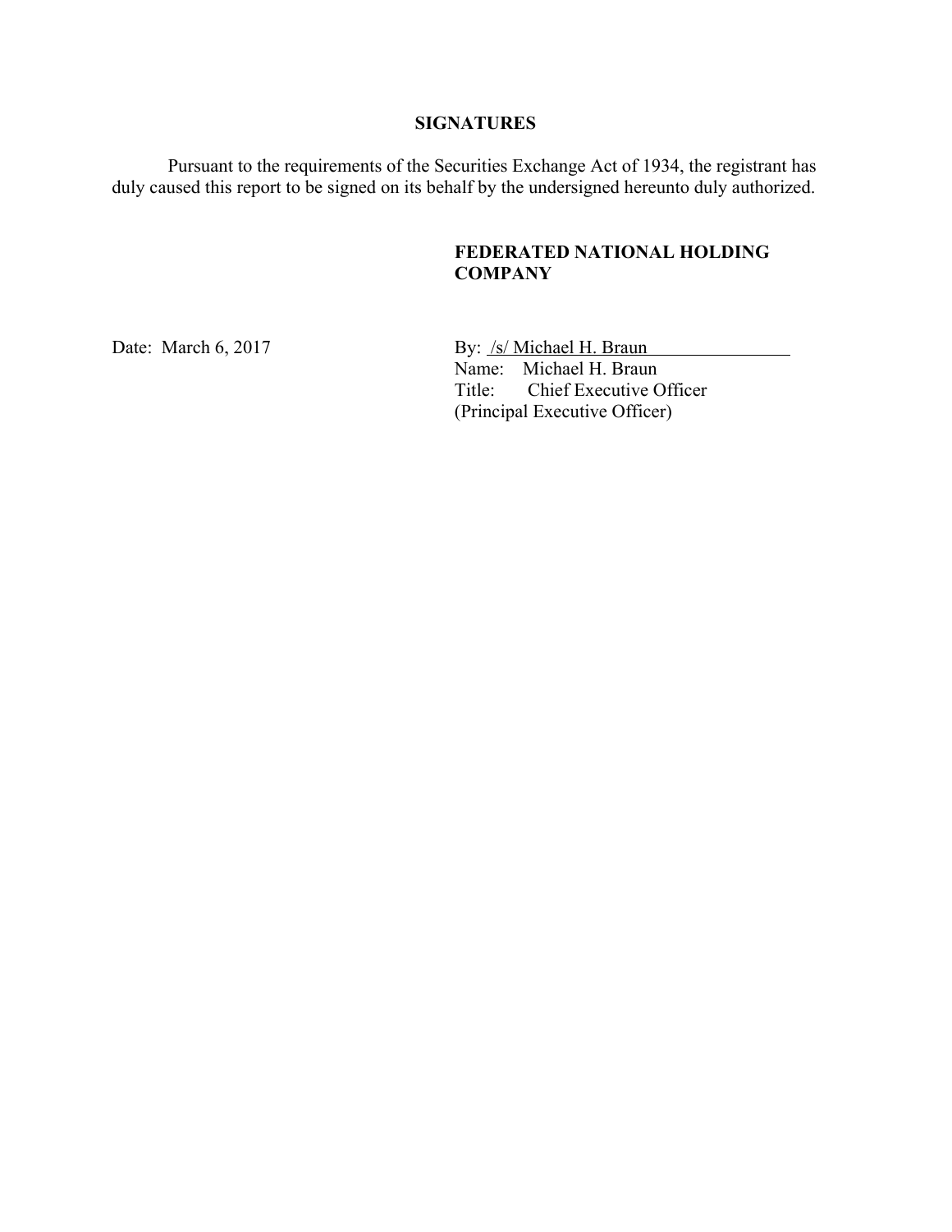## SIGNATURES

Pursuant to the requirements of the Securities Exchange Act of 1934, the registrant has duly caused this report to be signed on its behalf by the undersigned hereunto duly authorized.

**FEDERATED NATIONAL HOLDING COMPANY**

Date: March 6, 2017

By: /s/ Michael H. Braun
Name: Michael H. Braun
Title: Chief Executive Officer
(Principal Executive Officer)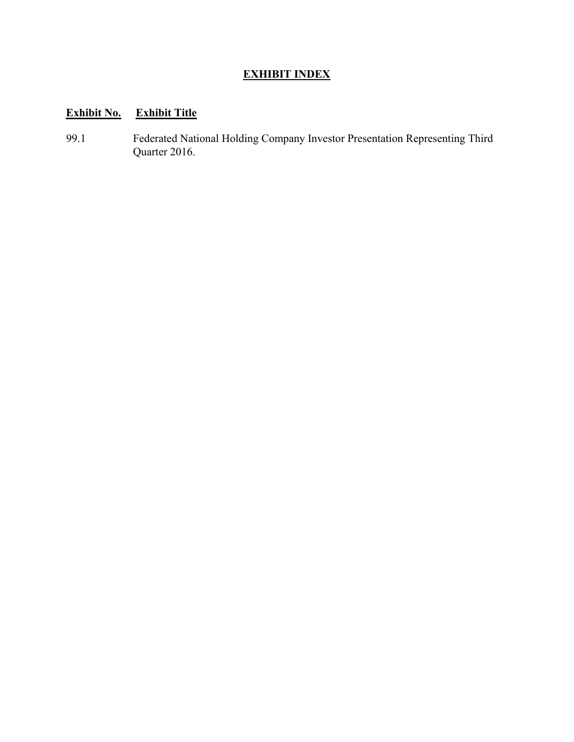# EXHIBIT INDEX

| Exhibit No. | Exhibit Title |
| --- | --- |
| 99.1 | Federated National Holding Company Investor Presentation Representing Third Quarter 2016. |